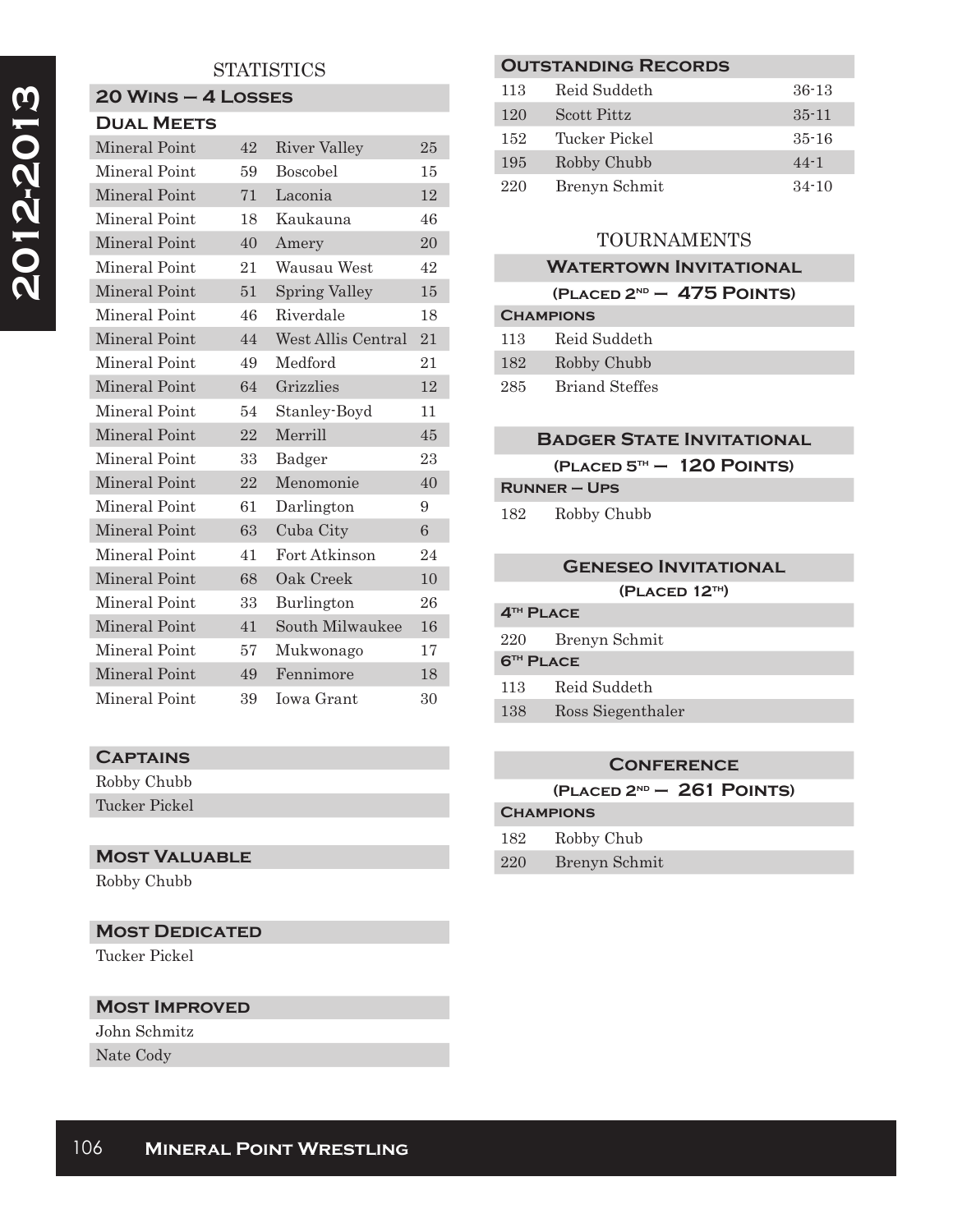# 2012-2013

## STATISTICS

### 20 Wins – 4 Losses

**Dual Meets**

| | | | |
|---|---|---|---|
| Mineral Point | 42 | River Valley | 25 |
| Mineral Point | 59 | Boscobel | 15 |
| Mineral Point | 71 | Laconia | 12 |
| Mineral Point | 18 | Kaukauna | 46 |
| Mineral Point | 40 | Amery | 20 |
| Mineral Point | 21 | Wausau West | 42 |
| Mineral Point | 51 | Spring Valley | 15 |
| Mineral Point | 46 | Riverdale | 18 |
| Mineral Point | 44 | West Allis Central | 21 |
| Mineral Point | 49 | Medford | 21 |
| Mineral Point | 64 | Grizzlies | 12 |
| Mineral Point | 54 | Stanley-Boyd | 11 |
| Mineral Point | 22 | Merrill | 45 |
| Mineral Point | 33 | Badger | 23 |
| Mineral Point | 22 | Menomonie | 40 |
| Mineral Point | 61 | Darlington | 9 |
| Mineral Point | 63 | Cuba City | 6 |
| Mineral Point | 41 | Fort Atkinson | 24 |
| Mineral Point | 68 | Oak Creek | 10 |
| Mineral Point | 33 | Burlington | 26 |
| Mineral Point | 41 | South Milwaukee | 16 |
| Mineral Point | 57 | Mukwonago | 17 |
| Mineral Point | 49 | Fennimore | 18 |
| Mineral Point | 39 | Iowa Grant | 30 |

### Captions

Robby Chubb
Tucker Pickel

### Most Valuable

Robby Chubb

### Most Dedicated

Tucker Pickel

### Most Improved

John Schmitz
Nate Cody

### Outstanding Records

| | | |
|---|---|---|
| 113 | Reid Suddeth | 36-13 |
| 120 | Scott Pittz | 35-11 |
| 152 | Tucker Pickel | 35-16 |
| 195 | Robby Chubb | 44-1 |
| 220 | Brenyn Schmit | 34-10 |

## TOURNAMENTS

### Watertown Invitational

**(Placed 2nd – 475 Points)**

**Champions**

| | |
|---|---|
| 113 | Reid Suddeth |
| 182 | Robby Chubb |
| 285 | Briand Steffes |

### Badger State Invitational

**(Placed 5th – 120 Points)**

**Runner – Ups**

| | |
|---|---|
| 182 | Robby Chubb |

### Geneseo Invitational

**(Placed 12th)**

**4th Place**

| | |
|---|---|
| 220 | Brenyn Schmit |

**6th Place**

| | |
|---|---|
| 113 | Reid Suddeth |
| 138 | Ross Siegenthaler |

### Conference

**(Placed 2nd – 261 Points)**

**Champions**

| | |
|---|---|
| 182 | Robby Chub |
| 220 | Brenyn Schmit |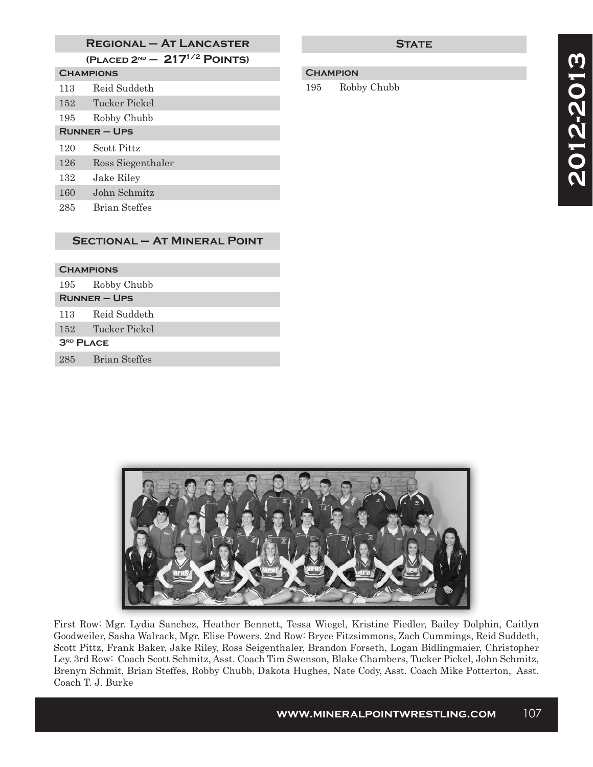## Regional – At Lancaster

### (Placed 2nd – 217 1/2 Points)

| | |
|---|---|
| **Champions** | |
| 113 | Reid Suddeth |
| 152 | Tucker Pickel |
| 195 | Robby Chubb |
| **Runner – Ups** | |
| 120 | Scott Pittz |
| 126 | Ross Siegenthaler |
| 132 | Jake Riley |
| 160 | John Schmitz |
| 285 | Brian Steffes |

## Sectional – At Mineral Point

| | |
|---|---|
| **Champions** | |
| 195 | Robby Chubb |
| **Runner – Ups** | |
| 113 | Reid Suddeth |
| 152 | Tucker Pickel |
| **3rd Place** | |
| 285 | Brian Steffes |

## State

| | |
|---|---|
| **Champion** | |
| 195 | Robby Chubb |

First Row: Mgr. Lydia Sanchez, Heather Bennett, Tessa Wiegel, Kristine Fiedler, Bailey Dolphin, Caitlyn Goodweiler, Sasha Walrack, Mgr. Elise Powers. 2nd Row: Bryce Fitzsimmons, Zach Cummings, Reid Suddeth, Scott Pittz, Frank Baker, Jake Riley, Ross Seigenthaler, Brandon Forseth, Logan Bidlingmaier, Christopher Ley. 3rd Row: Coach Scott Schmitz, Asst. Coach Tim Swenson, Blake Chambers, Tucker Pickel, John Schmitz, Brenyn Schmit, Brian Steffes, Robby Chubb, Dakota Hughes, Nate Cody, Asst. Coach Mike Potterton, Asst. Coach T. J. Burke